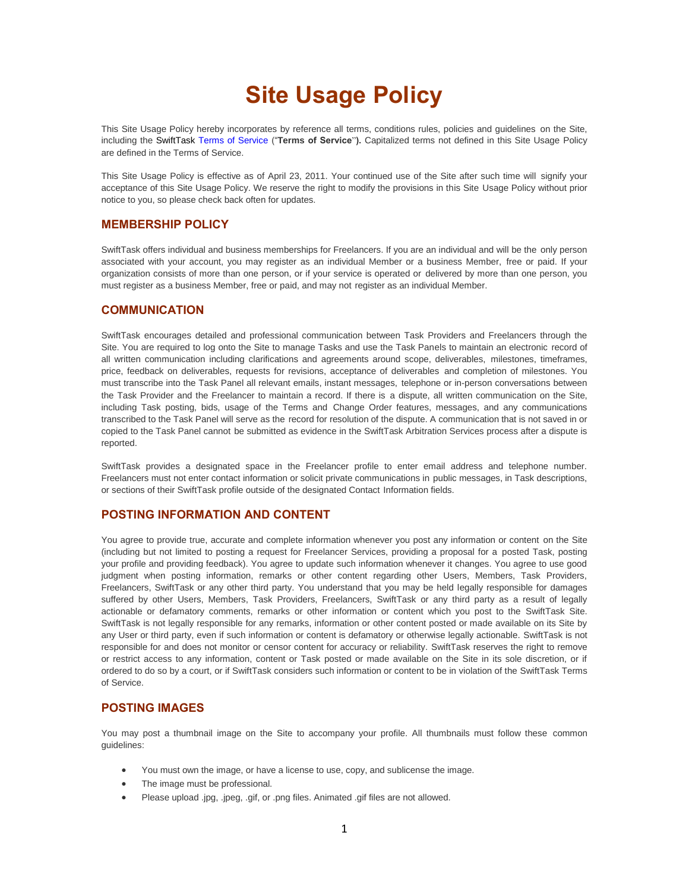# Site Usage Policy

This Site Usage Policy hereby incorporates by reference all terms, conditions rules, policies and guidelines on the Site, including the SwiftTask Terms of Service ("**Terms of Service**"**).** Capitalized terms not defined in this Site Usage Policy are defined in the Terms of Service.

This Site Usage Policy is effective as of April 23, 2011. Your continued use of the Site after such time will signify your acceptance of this Site Usage Policy. We reserve the right to modify the provisions in this Site Usage Policy without prior notice to you, so please check back often for updates.

## MEMBERSHIP POLICY

SwiftTask offers individual and business memberships for Freelancers. If you are an individual and will be the only person associated with your account, you may register as an individual Member or a business Member, free or paid. If your organization consists of more than one person, or if your service is operated or delivered by more than one person, you must register as a business Member, free or paid, and may not register as an individual Member.

## COMMUNICATION

SwiftTask encourages detailed and professional communication between Task Providers and Freelancers through the Site. You are required to log onto the Site to manage Tasks and use the Task Panels to maintain an electronic record of all written communication including clarifications and agreements around scope, deliverables, milestones, timeframes, price, feedback on deliverables, requests for revisions, acceptance of deliverables and completion of milestones. You must transcribe into the Task Panel all relevant emails, instant messages, telephone or in-person conversations between the Task Provider and the Freelancer to maintain a record. If there is a dispute, all written communication on the Site, including Task posting, bids, usage of the Terms and Change Order features, messages, and any communications transcribed to the Task Panel will serve as the record for resolution of the dispute. A communication that is not saved in or copied to the Task Panel cannot be submitted as evidence in the SwiftTask Arbitration Services process after a dispute is reported.

SwiftTask provides a designated space in the Freelancer profile to enter email address and telephone number. Freelancers must not enter contact information or solicit private communications in public messages, in Task descriptions, or sections of their SwiftTask profile outside of the designated Contact Information fields.

## POSTING INFORMATION AND CONTENT

You agree to provide true, accurate and complete information whenever you post any information or content on the Site (including but not limited to posting a request for Freelancer Services, providing a proposal for a posted Task, posting your profile and providing feedback). You agree to update such information whenever it changes. You agree to use good judgment when posting information, remarks or other content regarding other Users, Members, Task Providers, Freelancers, SwiftTask or any other third party. You understand that you may be held legally responsible for damages suffered by other Users, Members, Task Providers, Freelancers, SwiftTask or any third party as a result of legally actionable or defamatory comments, remarks or other information or content which you post to the SwiftTask Site. SwiftTask is not legally responsible for any remarks, information or other content posted or made available on its Site by any User or third party, even if such information or content is defamatory or otherwise legally actionable. SwiftTask is not responsible for and does not monitor or censor content for accuracy or reliability. SwiftTask reserves the right to remove or restrict access to any information, content or Task posted or made available on the Site in its sole discretion, or if ordered to do so by a court, or if SwiftTask considers such information or content to be in violation of the SwiftTask Terms of Service.

## POSTING IMAGES

You may post a thumbnail image on the Site to accompany your profile. All thumbnails must follow these common guidelines:

- You must own the image, or have a license to use, copy, and sublicense the image.
- The image must be professional.
- Please upload .jpg, .jpeg, .gif, or .png files. Animated .gif files are not allowed.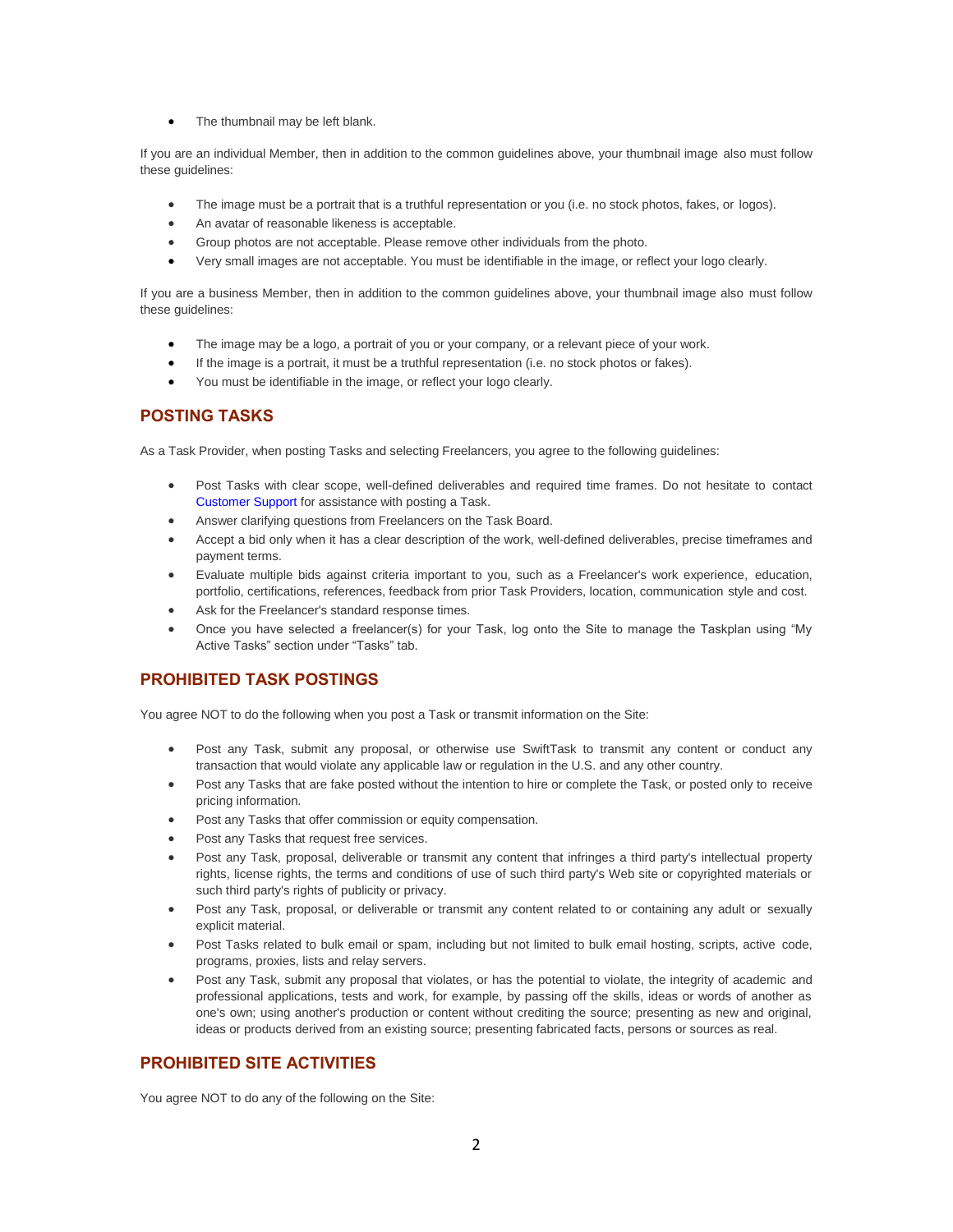- The thumbnail may be left blank.

If you are an individual Member, then in addition to the common guidelines above, your thumbnail image also must follow these guidelines:

- The image must be a portrait that is a truthful representation or you (i.e. no stock photos, fakes, or logos).
- An avatar of reasonable likeness is acceptable.
- Group photos are not acceptable. Please remove other individuals from the photo.
- Very small images are not acceptable. You must be identifiable in the image, or reflect your logo clearly.

If you are a business Member, then in addition to the common guidelines above, your thumbnail image also must follow these guidelines:

- The image may be a logo, a portrait of you or your company, or a relevant piece of your work.
- If the image is a portrait, it must be a truthful representation (i.e. no stock photos or fakes).
- You must be identifiable in the image, or reflect your logo clearly.

## POSTING TASKS

As a Task Provider, when posting Tasks and selecting Freelancers, you agree to the following guidelines:

- Post Tasks with clear scope, well-defined deliverables and required time frames. Do not hesitate to contact Customer Support for assistance with posting a Task.
- Answer clarifying questions from Freelancers on the Task Board.
- Accept a bid only when it has a clear description of the work, well-defined deliverables, precise timeframes and payment terms.
- Evaluate multiple bids against criteria important to you, such as a Freelancer's work experience, education, portfolio, certifications, references, feedback from prior Task Providers, location, communication style and cost.
- Ask for the Freelancer's standard response times.
- Once you have selected a freelancer(s) for your Task, log onto the Site to manage the Taskplan using "My Active Tasks" section under "Tasks" tab.

## PROHIBITED TASK POSTINGS

You agree NOT to do the following when you post a Task or transmit information on the Site:

- Post any Task, submit any proposal, or otherwise use SwiftTask to transmit any content or conduct any transaction that would violate any applicable law or regulation in the U.S. and any other country.
- Post any Tasks that are fake posted without the intention to hire or complete the Task, or posted only to receive pricing information.
- Post any Tasks that offer commission or equity compensation.
- Post any Tasks that request free services.
- Post any Task, proposal, deliverable or transmit any content that infringes a third party's intellectual property rights, license rights, the terms and conditions of use of such third party's Web site or copyrighted materials or such third party's rights of publicity or privacy.
- Post any Task, proposal, or deliverable or transmit any content related to or containing any adult or sexually explicit material.
- Post Tasks related to bulk email or spam, including but not limited to bulk email hosting, scripts, active code, programs, proxies, lists and relay servers.
- Post any Task, submit any proposal that violates, or has the potential to violate, the integrity of academic and professional applications, tests and work, for example, by passing off the skills, ideas or words of another as one's own; using another's production or content without crediting the source; presenting as new and original, ideas or products derived from an existing source; presenting fabricated facts, persons or sources as real.

## PROHIBITED SITE ACTIVITIES

You agree NOT to do any of the following on the Site: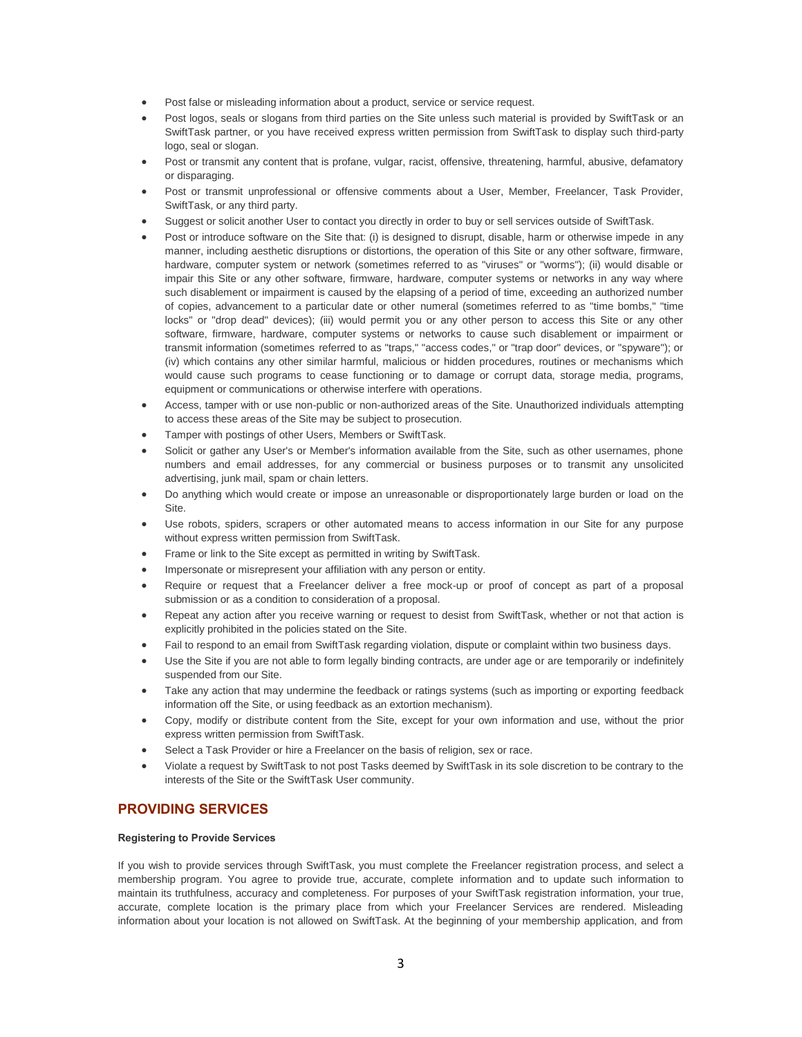- Post false or misleading information about a product, service or service request.
- Post logos, seals or slogans from third parties on the Site unless such material is provided by SwiftTask or an SwiftTask partner, or you have received express written permission from SwiftTask to display such third-party logo, seal or slogan.
- Post or transmit any content that is profane, vulgar, racist, offensive, threatening, harmful, abusive, defamatory or disparaging.
- Post or transmit unprofessional or offensive comments about a User, Member, Freelancer, Task Provider, SwiftTask, or any third party.
- Suggest or solicit another User to contact you directly in order to buy or sell services outside of SwiftTask.
- Post or introduce software on the Site that: (i) is designed to disrupt, disable, harm or otherwise impede in any manner, including aesthetic disruptions or distortions, the operation of this Site or any other software, firmware, hardware, computer system or network (sometimes referred to as "viruses" or "worms"); (ii) would disable or impair this Site or any other software, firmware, hardware, computer systems or networks in any way where such disablement or impairment is caused by the elapsing of a period of time, exceeding an authorized number of copies, advancement to a particular date or other numeral (sometimes referred to as "time bombs," "time locks" or "drop dead" devices); (iii) would permit you or any other person to access this Site or any other software, firmware, hardware, computer systems or networks to cause such disablement or impairment or transmit information (sometimes referred to as "traps," "access codes," or "trap door" devices, or "spyware"); or (iv) which contains any other similar harmful, malicious or hidden procedures, routines or mechanisms which would cause such programs to cease functioning or to damage or corrupt data, storage media, programs, equipment or communications or otherwise interfere with operations.
- Access, tamper with or use non-public or non-authorized areas of the Site. Unauthorized individuals attempting to access these areas of the Site may be subject to prosecution.
- Tamper with postings of other Users, Members or SwiftTask.
- Solicit or gather any User's or Member's information available from the Site, such as other usernames, phone numbers and email addresses, for any commercial or business purposes or to transmit any unsolicited advertising, junk mail, spam or chain letters.
- Do anything which would create or impose an unreasonable or disproportionately large burden or load on the Site.
- Use robots, spiders, scrapers or other automated means to access information in our Site for any purpose without express written permission from SwiftTask.
- Frame or link to the Site except as permitted in writing by SwiftTask.
- Impersonate or misrepresent your affiliation with any person or entity.
- Require or request that a Freelancer deliver a free mock-up or proof of concept as part of a proposal submission or as a condition to consideration of a proposal.
- Repeat any action after you receive warning or request to desist from SwiftTask, whether or not that action is explicitly prohibited in the policies stated on the Site.
- Fail to respond to an email from SwiftTask regarding violation, dispute or complaint within two business days.
- Use the Site if you are not able to form legally binding contracts, are under age or are temporarily or indefinitely suspended from our Site.
- Take any action that may undermine the feedback or ratings systems (such as importing or exporting feedback information off the Site, or using feedback as an extortion mechanism).
- Copy, modify or distribute content from the Site, except for your own information and use, without the prior express written permission from SwiftTask.
- Select a Task Provider or hire a Freelancer on the basis of religion, sex or race.
- Violate a request by SwiftTask to not post Tasks deemed by SwiftTask in its sole discretion to be contrary to the interests of the Site or the SwiftTask User community.

## PROVIDING SERVICES

#### Registering to Provide Services

If you wish to provide services through SwiftTask, you must complete the Freelancer registration process, and select a membership program. You agree to provide true, accurate, complete information and to update such information to maintain its truthfulness, accuracy and completeness. For purposes of your SwiftTask registration information, your true, accurate, complete location is the primary place from which your Freelancer Services are rendered. Misleading information about your location is not allowed on SwiftTask. At the beginning of your membership application, and from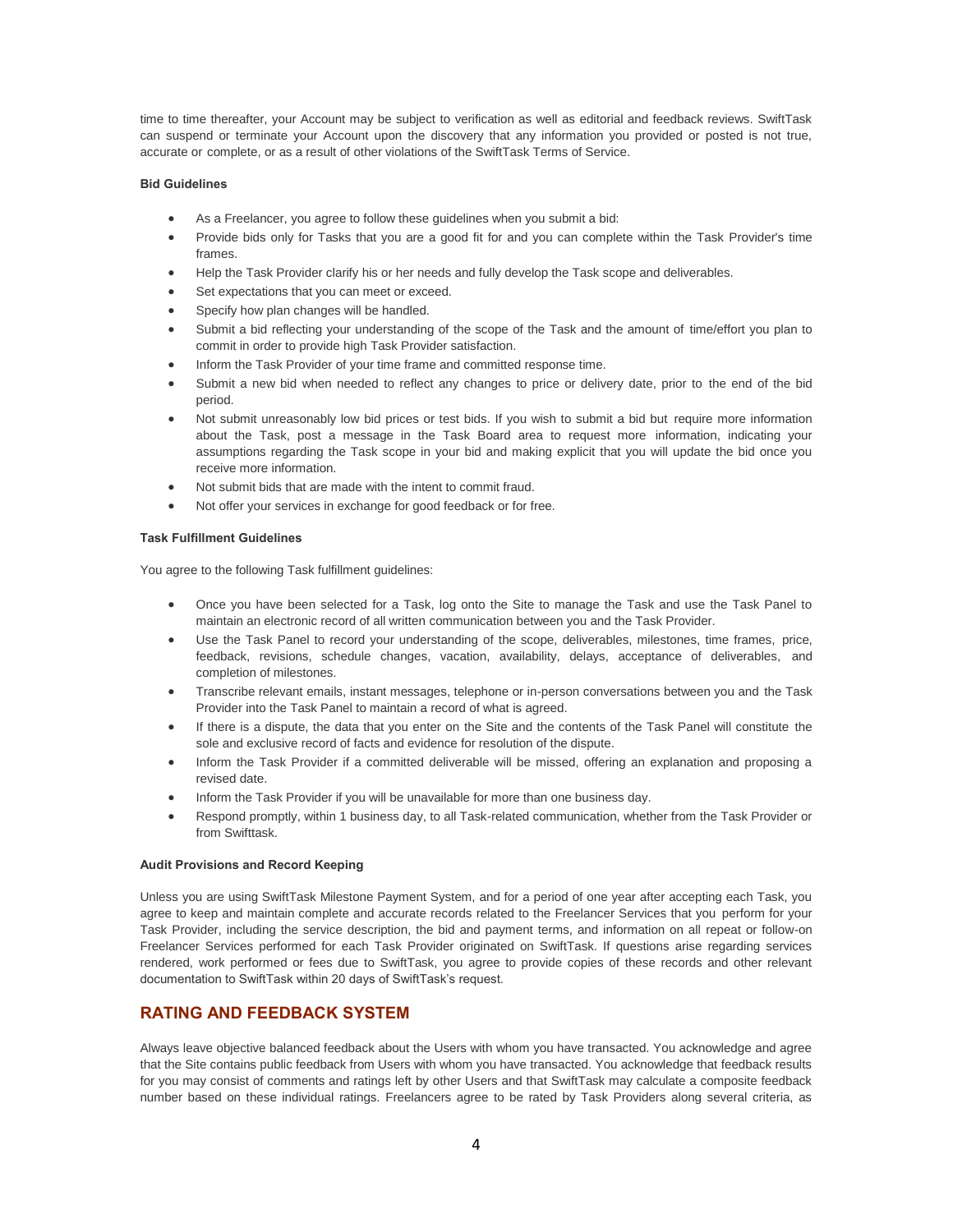time to time thereafter, your Account may be subject to verification as well as editorial and feedback reviews. SwiftTask can suspend or terminate your Account upon the discovery that any information you provided or posted is not true, accurate or complete, or as a result of other violations of the SwiftTask Terms of Service.

#### Bid Guidelines

- As a Freelancer, you agree to follow these guidelines when you submit a bid:
- Provide bids only for Tasks that you are a good fit for and you can complete within the Task Provider's time frames.
- Help the Task Provider clarify his or her needs and fully develop the Task scope and deliverables.
- Set expectations that you can meet or exceed.
- Specify how plan changes will be handled.
- Submit a bid reflecting your understanding of the scope of the Task and the amount of time/effort you plan to commit in order to provide high Task Provider satisfaction.
- Inform the Task Provider of your time frame and committed response time.
- Submit a new bid when needed to reflect any changes to price or delivery date, prior to the end of the bid period.
- Not submit unreasonably low bid prices or test bids. If you wish to submit a bid but require more information about the Task, post a message in the Task Board area to request more information, indicating your assumptions regarding the Task scope in your bid and making explicit that you will update the bid once you receive more information.
- Not submit bids that are made with the intent to commit fraud.
- Not offer your services in exchange for good feedback or for free.

#### Task Fulfillment Guidelines

You agree to the following Task fulfillment guidelines:

- Once you have been selected for a Task, log onto the Site to manage the Task and use the Task Panel to maintain an electronic record of all written communication between you and the Task Provider.
- Use the Task Panel to record your understanding of the scope, deliverables, milestones, time frames, price, feedback, revisions, schedule changes, vacation, availability, delays, acceptance of deliverables, and completion of milestones.
- Transcribe relevant emails, instant messages, telephone or in-person conversations between you and the Task Provider into the Task Panel to maintain a record of what is agreed.
- If there is a dispute, the data that you enter on the Site and the contents of the Task Panel will constitute the sole and exclusive record of facts and evidence for resolution of the dispute.
- Inform the Task Provider if a committed deliverable will be missed, offering an explanation and proposing a revised date.
- Inform the Task Provider if you will be unavailable for more than one business day.
- Respond promptly, within 1 business day, to all Task-related communication, whether from the Task Provider or from Swifttask.

#### Audit Provisions and Record Keeping

Unless you are using SwiftTask Milestone Payment System, and for a period of one year after accepting each Task, you agree to keep and maintain complete and accurate records related to the Freelancer Services that you perform for your Task Provider, including the service description, the bid and payment terms, and information on all repeat or follow-on Freelancer Services performed for each Task Provider originated on SwiftTask. If questions arise regarding services rendered, work performed or fees due to SwiftTask, you agree to provide copies of these records and other relevant documentation to SwiftTask within 20 days of SwiftTask's request.

## RATING AND FEEDBACK SYSTEM

Always leave objective balanced feedback about the Users with whom you have transacted. You acknowledge and agree that the Site contains public feedback from Users with whom you have transacted. You acknowledge that feedback results for you may consist of comments and ratings left by other Users and that SwiftTask may calculate a composite feedback number based on these individual ratings. Freelancers agree to be rated by Task Providers along several criteria, as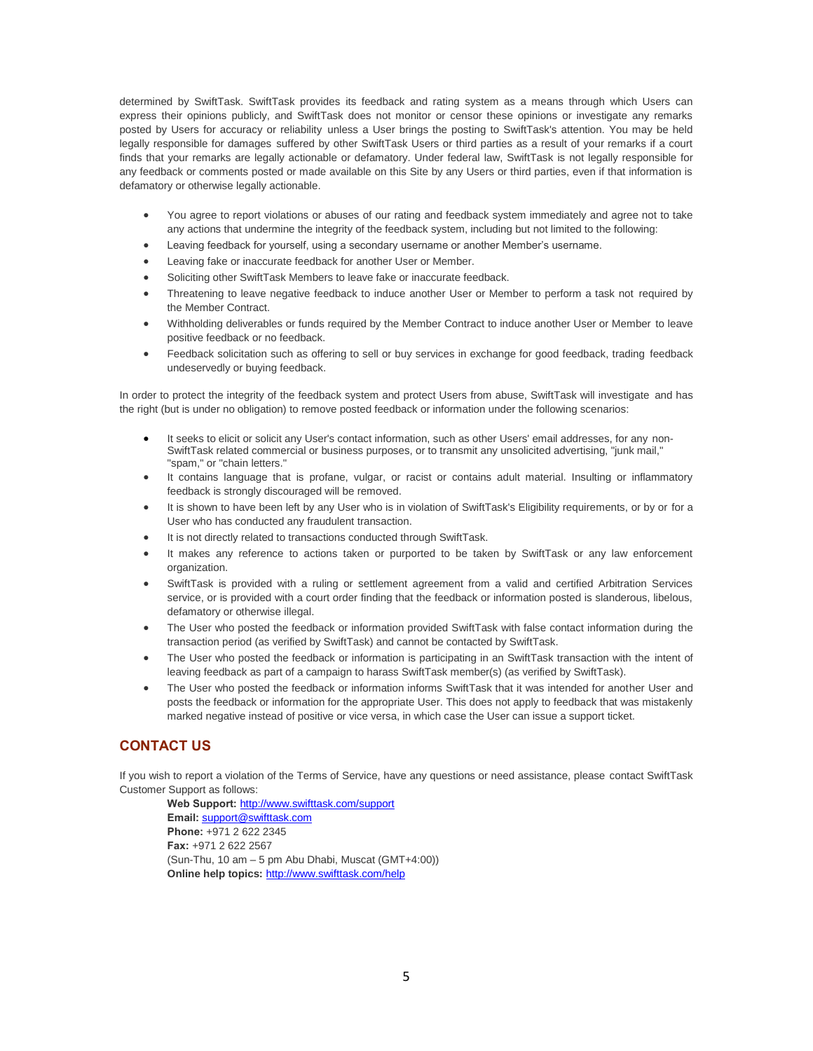determined by SwiftTask. SwiftTask provides its feedback and rating system as a means through which Users can express their opinions publicly, and SwiftTask does not monitor or censor these opinions or investigate any remarks posted by Users for accuracy or reliability unless a User brings the posting to SwiftTask's attention. You may be held legally responsible for damages suffered by other SwiftTask Users or third parties as a result of your remarks if a court finds that your remarks are legally actionable or defamatory. Under federal law, SwiftTask is not legally responsible for any feedback or comments posted or made available on this Site by any Users or third parties, even if that information is defamatory or otherwise legally actionable.

- You agree to report violations or abuses of our rating and feedback system immediately and agree not to take any actions that undermine the integrity of the feedback system, including but not limited to the following:
- Leaving feedback for yourself, using a secondary username or another Member's username.
- Leaving fake or inaccurate feedback for another User or Member.
- Soliciting other SwiftTask Members to leave fake or inaccurate feedback.
- Threatening to leave negative feedback to induce another User or Member to perform a task not required by the Member Contract.
- Withholding deliverables or funds required by the Member Contract to induce another User or Member to leave positive feedback or no feedback.
- Feedback solicitation such as offering to sell or buy services in exchange for good feedback, trading feedback undeservedly or buying feedback.

In order to protect the integrity of the feedback system and protect Users from abuse, SwiftTask will investigate and has the right (but is under no obligation) to remove posted feedback or information under the following scenarios:

- It seeks to elicit or solicit any User's contact information, such as other Users' email addresses, for any non-SwiftTask related commercial or business purposes, or to transmit any unsolicited advertising, "junk mail," "spam," or "chain letters."
- It contains language that is profane, vulgar, or racist or contains adult material. Insulting or inflammatory feedback is strongly discouraged will be removed.
- It is shown to have been left by any User who is in violation of SwiftTask's Eligibility requirements, or by or for a User who has conducted any fraudulent transaction.
- It is not directly related to transactions conducted through SwiftTask.
- It makes any reference to actions taken or purported to be taken by SwiftTask or any law enforcement organization.
- SwiftTask is provided with a ruling or settlement agreement from a valid and certified Arbitration Services service, or is provided with a court order finding that the feedback or information posted is slanderous, libelous, defamatory or otherwise illegal.
- The User who posted the feedback or information provided SwiftTask with false contact information during the transaction period (as verified by SwiftTask) and cannot be contacted by SwiftTask.
- The User who posted the feedback or information is participating in an SwiftTask transaction with the intent of leaving feedback as part of a campaign to harass SwiftTask member(s) (as verified by SwiftTask).
- The User who posted the feedback or information informs SwiftTask that it was intended for another User and posts the feedback or information for the appropriate User. This does not apply to feedback that was mistakenly marked negative instead of positive or vice versa, in which case the User can issue a support ticket.

## CONTACT US

If you wish to report a violation of the Terms of Service, have any questions or need assistance, please contact SwiftTask Customer Support as follows:

**Web Support:** http://www.swifttask.com/support
**Email:** support@swifttask.com
**Phone:** +971 2 622 2345
**Fax:** +971 2 622 2567
(Sun-Thu, 10 am – 5 pm Abu Dhabi, Muscat (GMT+4:00))
**Online help topics:** http://www.swifttask.com/help